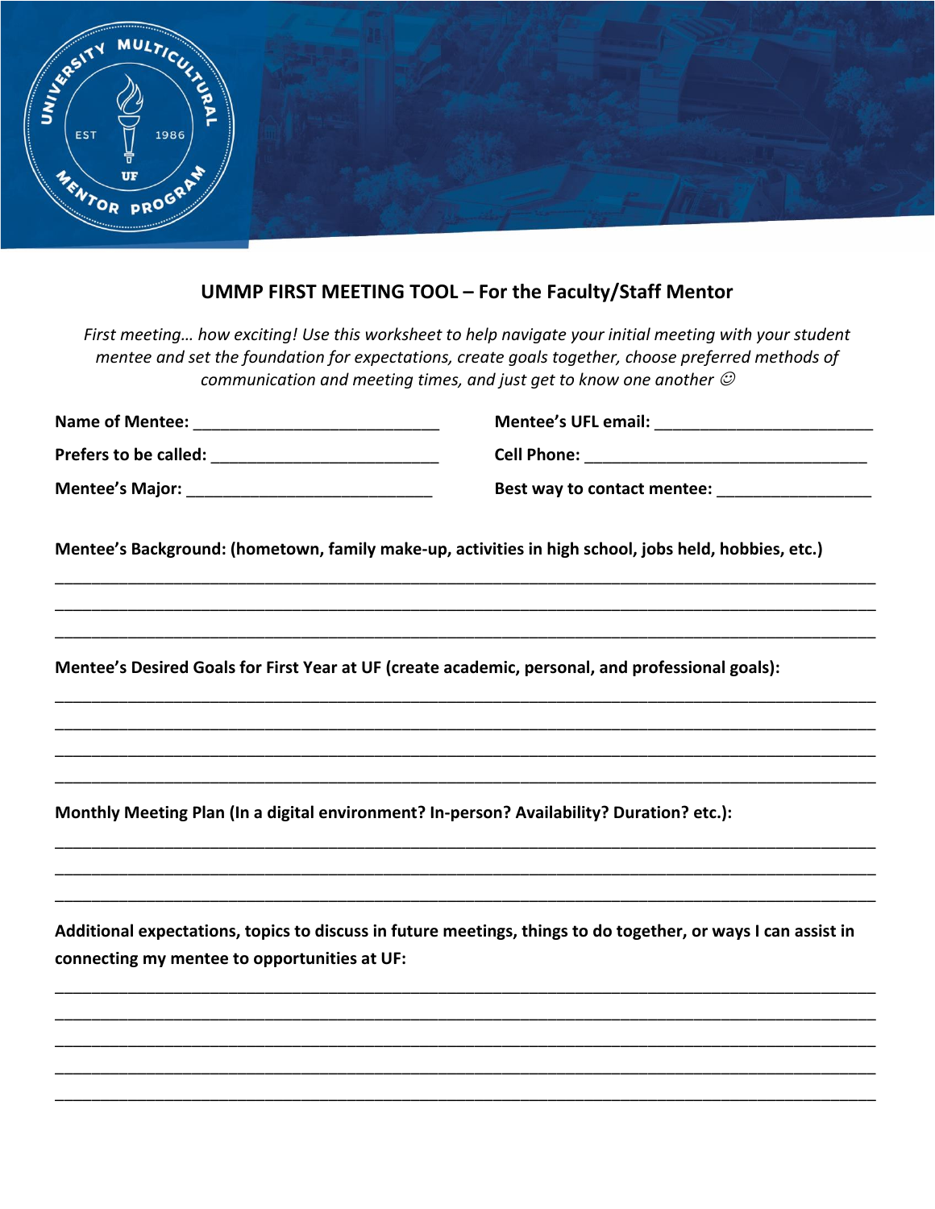## UMMP FIRST MEETING TOOL – For the Faculty/Staff Mentor

*First meeting… how exciting! Use this worksheet to help navigate your initial meeting with your student mentee and set the foundation for expectations, create goals together, choose preferred methods of communication and meeting times, and just get to know one another ☺*

**Name of Mentee:** ___________________________

**Mentee's UFL email:** ________________________

**Prefers to be called:** _________________________

**Cell Phone:** _______________________________

**Mentee's Major:** ___________________________

**Best way to contact mentee:** _________________

**Mentee's Background: (hometown, family make-up, activities in high school, jobs held, hobbies, etc.)**

_____________________________________________________________________________

_____________________________________________________________________________

_____________________________________________________________________________

**Mentee's Desired Goals for First Year at UF (create academic, personal, and professional goals):**

_____________________________________________________________________________

_____________________________________________________________________________

_____________________________________________________________________________

_____________________________________________________________________________

**Monthly Meeting Plan (In a digital environment? In-person? Availability? Duration? etc.):**

_____________________________________________________________________________

_____________________________________________________________________________

_____________________________________________________________________________

**Additional expectations, topics to discuss in future meetings, things to do together, or ways I can assist in connecting my mentee to opportunities at UF:**

_____________________________________________________________________________

_____________________________________________________________________________

_____________________________________________________________________________

_____________________________________________________________________________

_____________________________________________________________________________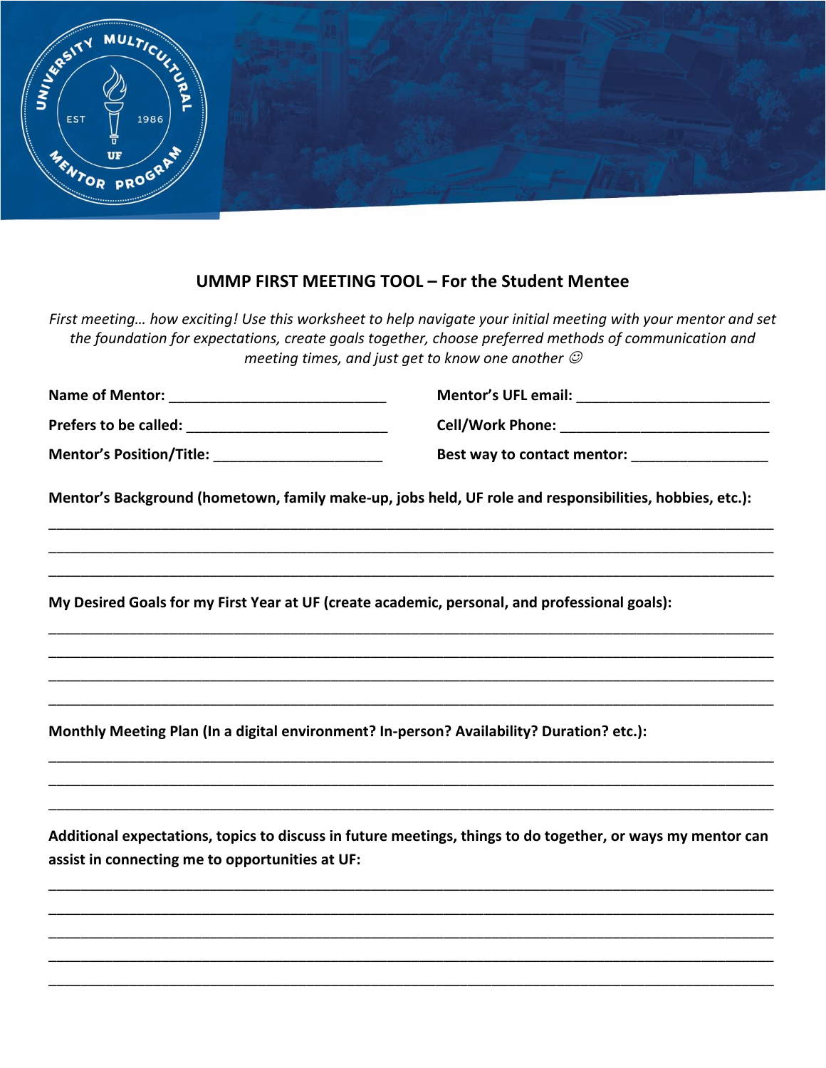## UMMP FIRST MEETING TOOL – For the Student Mentee

*First meeting… how exciting! Use this worksheet to help navigate your initial meeting with your mentor and set the foundation for expectations, create goals together, choose preferred methods of communication and meeting times, and just get to know one another ☺*

**Name of Mentor:** ___________________________

**Mentor's UFL email:** ________________________

**Prefers to be called:** _________________________

**Cell/Work Phone:** ___________________________

**Mentor's Position/Title:** _____________________

**Best way to contact mentor:** _________________

**Mentor's Background (hometown, family make-up, jobs held, UF role and responsibilities, hobbies, etc.):**

_______________________________________________________________________________________

_______________________________________________________________________________________

_______________________________________________________________________________________

**My Desired Goals for my First Year at UF (create academic, personal, and professional goals):**

_______________________________________________________________________________________

_______________________________________________________________________________________

_______________________________________________________________________________________

_______________________________________________________________________________________

**Monthly Meeting Plan (In a digital environment? In-person? Availability? Duration? etc.):**

_______________________________________________________________________________________

_______________________________________________________________________________________

_______________________________________________________________________________________

**Additional expectations, topics to discuss in future meetings, things to do together, or ways my mentor can assist in connecting me to opportunities at UF:**

_______________________________________________________________________________________

_______________________________________________________________________________________

_______________________________________________________________________________________

_______________________________________________________________________________________

_______________________________________________________________________________________